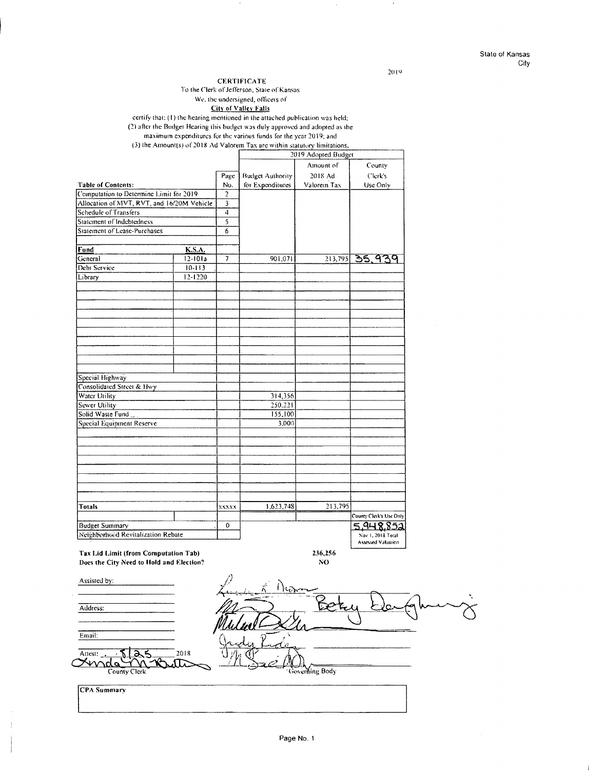State of Kansas
City

2019

## CERTIFICATE

To the Clerk of Jefferson, State of Kansas

We, the undersigned, officers of

**City of Valley Falls**

certify that: (1) the hearing mentioned in the attached publication was held;
(2) after the Budget Hearing this budget was duly approved and adopted as the maximum expenditures for the various funds for the year 2019; and
(3) the Amount(s) of 2018 Ad Valorem Tax are within statutory limitations.

| | | | 2019 Adopted Budget | | |
|---|---|---|---|---|---|
| **Table of Contents:** | | Page No. | Budget Authority for Expenditures | Amount of 2018 Ad Valorem Tax | County Clerk's Use Only |
| Computation to Determine Limit for 2019 | | 2 | | | |
| Allocation of MVT, RVT, and 16/20M Vehicle | | 3 | | | |
| Schedule of Transfers | | 4 | | | |
| Statement of Indebtedness | | 5 | | | |
| Statement of Lease-Purchases | | 6 | | | |
| | | | | | |
| **Fund** | **K.S.A.** | | | | |
| General | 12-101a | 7 | 901,071 | 213,795 | 35,939 |
| Debt Service | 10-113 | | | | |
| Library | 12-1220 | | | | |
| Special Highway | | | | | |
| Consolidated Street & Hwy | | | | | |
| Water Utility | | | 314,356 | | |
| Sewer Utility | | | 250,221 | | |
| Solid Waste Fund | | | 155,100 | | |
| Special Equipment Reserve | | | 3,000 | | |
| **Totals** | | xxxxx | 1,623,748 | 213,795 | |
| | | | | | County Clerk's Use Only |
| Budget Summary | | 0 | | | 5,948,852 |
| Neighborhood Revitalization Rebate | | | | | Nov 1, 2018 Total Assessed Valuation |

**Tax Lid Limit (from Computation Tab)** 236,256

**Does the City Need to Hold and Election?** NO

Assisted by:

Address:

Email:

Attest: 8/25 2018

County Clerk

Governing Body

**CPA Summary**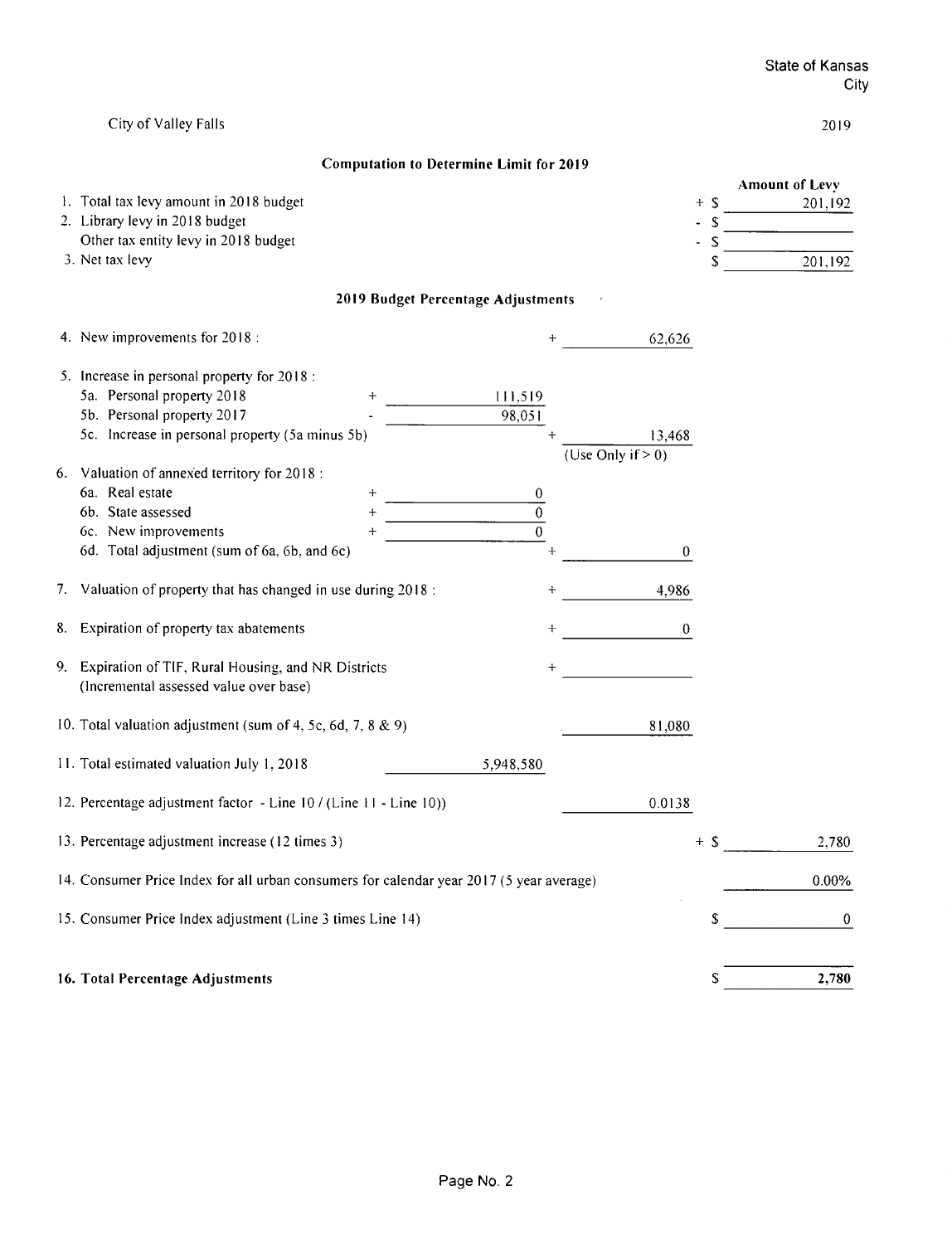State of Kansas
City

City of Valley Falls 2019

### Computation to Determine Limit for 2019

| | | | | Amount of Levy |
|---|---|---|---|---|
| 1. Total tax levy amount in 2018 budget | | | + $ | 201,192 |
| 2. Library levy in 2018 budget | | | - $ | |
| Other tax entity levy in 2018 budget | | | - $ | |
| 3. Net tax levy | | | $ | 201,192 |

### 2019 Budget Percentage Adjustments

| | | | | |
|---|---|---|---|---|
| 4. New improvements for 2018 : | | + 62,626 | | |
| 5. Increase in personal property for 2018 : | | | | |
| 5a. Personal property 2018 | + 111,519 | | | |
| 5b. Personal property 2017 | - 98,051 | | | |
| 5c. Increase in personal property (5a minus 5b) | | + 13,468 (Use Only if > 0) | | |
| 6. Valuation of annexed territory for 2018 : | | | | |
| 6a. Real estate | + 0 | | | |
| 6b. State assessed | + 0 | | | |
| 6c. New improvements | + 0 | | | |
| 6d. Total adjustment (sum of 6a, 6b, and 6c) | | + 0 | | |
| 7. Valuation of property that has changed in use during 2018 : | | + 4,986 | | |
| 8. Expiration of property tax abatements | | + 0 | | |
| 9. Expiration of TIF, Rural Housing, and NR Districts (Incremental assessed value over base) | | + | | |
| 10. Total valuation adjustment (sum of 4, 5c, 6d, 7, 8 & 9) | | 81,080 | | |
| 11. Total estimated valuation July 1, 2018 | 5,948,580 | | | |
| 12. Percentage adjustment factor - Line 10 / (Line 11 - Line 10)) | | 0.0138 | | |
| 13. Percentage adjustment increase (12 times 3) | | | + $ | 2,780 |
| 14. Consumer Price Index for all urban consumers for calendar year 2017 (5 year average) | | | | 0.00% |
| 15. Consumer Price Index adjustment (Line 3 times Line 14) | | | $ | 0 |
| **16. Total Percentage Adjustments** | | | $ | **2,780** |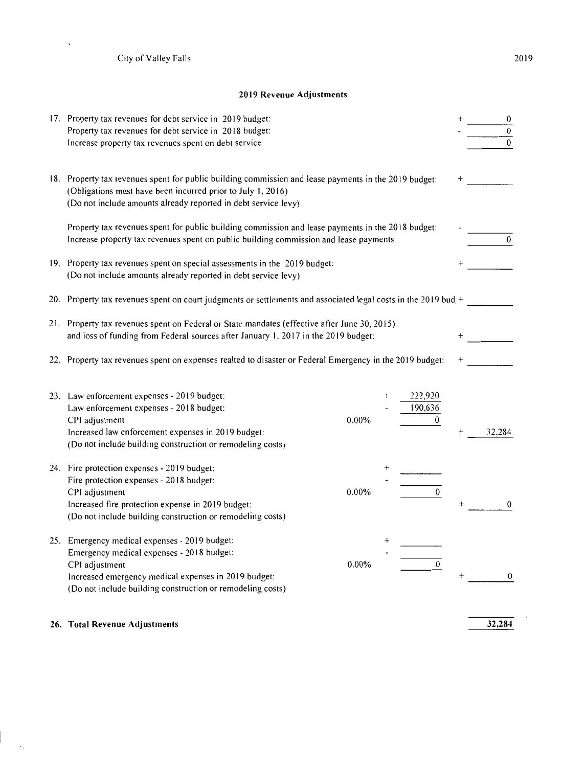City of Valley Falls

## 2019 Revenue Adjustments

| | Description | % | | Amount | | Total |
|---|---|---|---|---|---|---|
| 17. | Property tax revenues for debt service in 2019 budget: | | | | + | 0 |
| | Property tax revenues for debt service in 2018 budget: | | | | - | 0 |
| | Increase property tax revenues spent on debt service | | | | | 0 |
| 18. | Property tax revenues spent for public building commission and lease payments in the 2019 budget: (Obligations must have been incurred prior to July 1, 2016) (Do not include amounts already reported in debt service levy) | | | | + | |
| | Property tax revenues spent for public building commission and lease payments in the 2018 budget: | | | | - | |
| | Increase property tax revenues spent on public building commission and lease payments | | | | | 0 |
| 19. | Property tax revenues spent on special assessments in the 2019 budget: (Do not include amounts already reported in debt service levy) | | | | + | |
| 20. | Property tax revenues spent on court judgments or settlements and associated legal costs in the 2019 bud | | | | + | |
| 21. | Property tax revenues spent on Federal or State mandates (effective after June 30, 2015) and loss of funding from Federal sources after January 1, 2017 in the 2019 budget: | | | | + | |
| 22. | Property tax revenues spent on expenses realted to disaster or Federal Emergency in the 2019 budget: | | | | + | |
| 23. | Law enforcement expenses - 2019 budget: | | + | 222,920 | | |
| | Law enforcement expenses - 2018 budget: | | - | 190,636 | | |
| | CPI adjustment | 0.00% | | 0 | | |
| | Increased law enforcement expenses in 2019 budget: (Do not include building construction or remodeling costs) | | | | + | 32,284 |
| 24. | Fire protection expenses - 2019 budget: | | + | | | |
| | Fire protection expenses - 2018 budget: | | - | | | |
| | CPI adjustment | 0.00% | | 0 | | |
| | Increased fire protection expense in 2019 budget: (Do not include building construction or remodeling costs) | | | | + | 0 |
| 25. | Emergency medical expenses - 2019 budget: | | + | | | |
| | Emergency medical expenses - 2018 budget: | | - | | | |
| | CPI adjustment | 0.00% | | 0 | | |
| | Increased emergency medical expenses in 2019 budget: (Do not include building construction or remodeling costs) | | | | + | 0 |
| **26.** | **Total Revenue Adjustments** | | | | | **32,284** |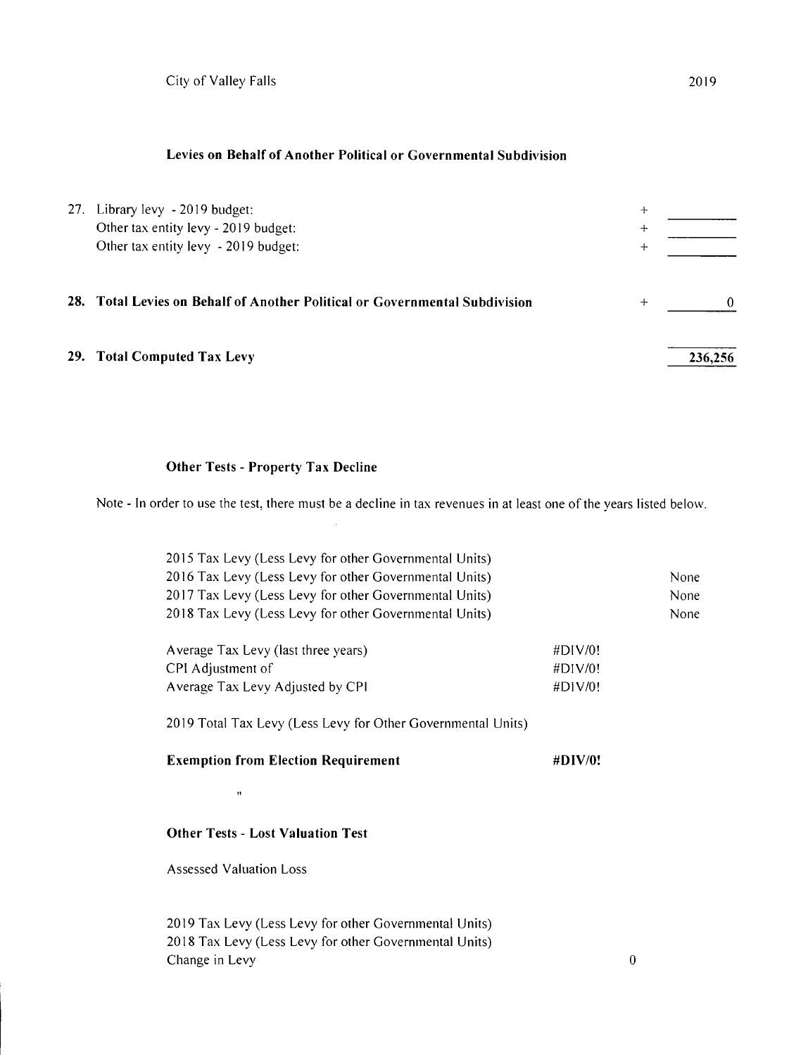City of Valley Falls

### Levies on Behalf of Another Political or Governmental Subdivision

| | | | |
|---|---|---|---|
| 27. | Library levy - 2019 budget: | + | |
| | Other tax entity levy - 2019 budget: | + | |
| | Other tax entity levy - 2019 budget: | + | |
| **28.** | **Total Levies on Behalf of Another Political or Governmental Subdivision** | + | 0 |
| **29.** | **Total Computed Tax Levy** | | 236,256 |

### Other Tests - Property Tax Decline

Note - In order to use the test, there must be a decline in tax revenues in at least one of the years listed below.

| | | |
|---|---|---|
| 2015 Tax Levy (Less Levy for other Governmental Units) | | |
| 2016 Tax Levy (Less Levy for other Governmental Units) | | None |
| 2017 Tax Levy (Less Levy for other Governmental Units) | | None |
| 2018 Tax Levy (Less Levy for other Governmental Units) | | None |
| Average Tax Levy (last three years) | #DIV/0! | |
| CPI Adjustment of | #DIV/0! | |
| Average Tax Levy Adjusted by CPI | #DIV/0! | |
| 2019 Total Tax Levy (Less Levy for Other Governmental Units) | | |
| **Exemption from Election Requirement** | **#DIV/0!** | |

"

### Other Tests - Lost Valuation Test

Assessed Valuation Loss

| | |
|---|---|
| 2019 Tax Levy (Less Levy for other Governmental Units) | |
| 2018 Tax Levy (Less Levy for other Governmental Units) | |
| Change in Levy | 0 |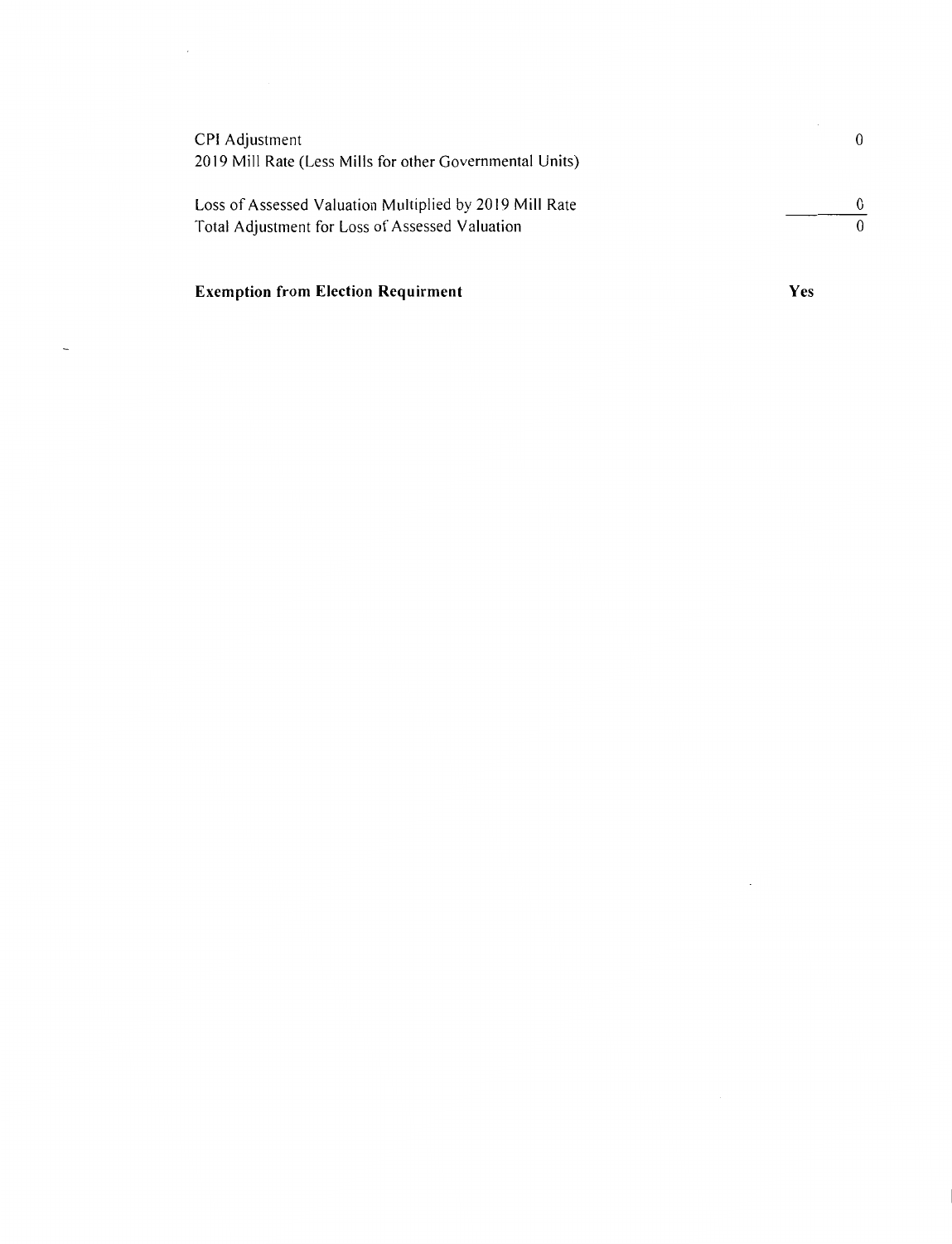| | |
|---|---|
| CPI Adjustment | 0 |
| 2019 Mill Rate (Less Mills for other Governmental Units) | |
| | |
| Loss of Assessed Valuation Multiplied by 2019 Mill Rate | 0 |
| Total Adjustment for Loss of Assessed Valuation | 0 |

**Exemption from Election Requirment** **Yes**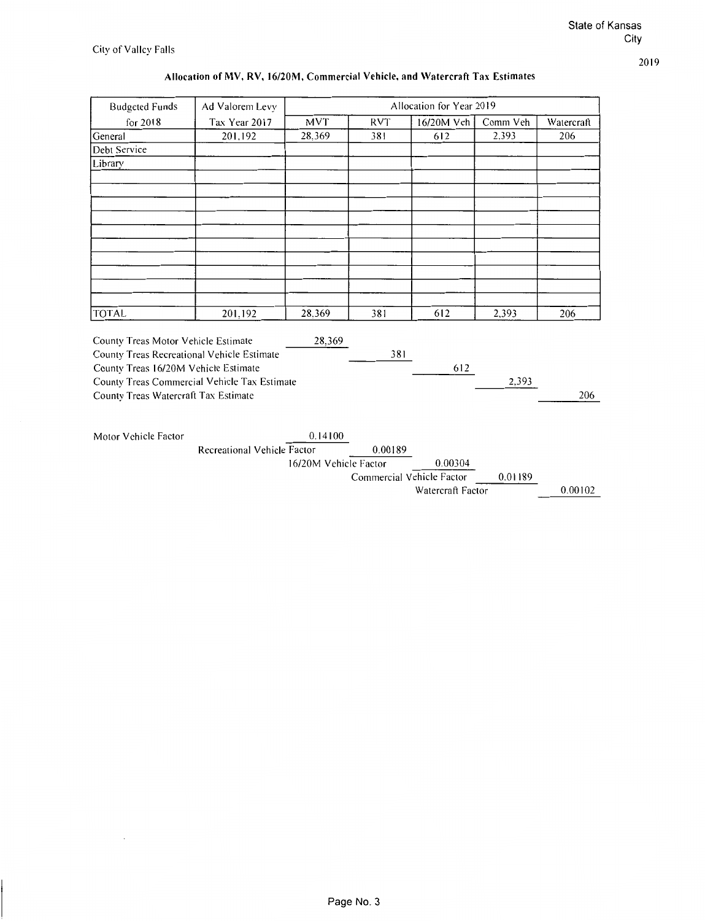City of Valley Falls

State of Kansas
City

2019

## Allocation of MV, RV, 16/20M, Commercial Vehicle, and Watercraft Tax Estimates

| Budgeted Funds for 2018 | Ad Valorem Levy Tax Year 2017 | Allocation for Year 2019 | | | | |
|---|---|---|---|---|---|---|
| | | MVT | RVT | 16/20M Veh | Comm Veh | Watercraft |
| General | 201,192 | 28,369 | 381 | 612 | 2,393 | 206 |
| Debt Service | | | | | | |
| Library | | | | | | |
| | | | | | | |
| | | | | | | |
| | | | | | | |
| | | | | | | |
| | | | | | | |
| | | | | | | |
| | | | | | | |
| | | | | | | |
| | | | | | | |
| | | | | | | |
| TOTAL | 201,192 | 28,369 | 381 | 612 | 2,393 | 206 |

| | |
|---|---|
| County Treas Motor Vehicle Estimate | 28,369 |
| County Treas Recreational Vehicle Estimate | 381 |
| County Treas 16/20M Vehicle Estimate | 612 |
| County Treas Commercial Vehicle Tax Estimate | 2,393 |
| County Treas Watercraft Tax Estimate | 206 |

| | |
|---|---|
| Motor Vehicle Factor | 0.14100 |
| Recreational Vehicle Factor | 0.00189 |
| 16/20M Vehicle Factor | 0.00304 |
| Commercial Vehicle Factor | 0.01189 |
| Watercraft Factor | 0.00102 |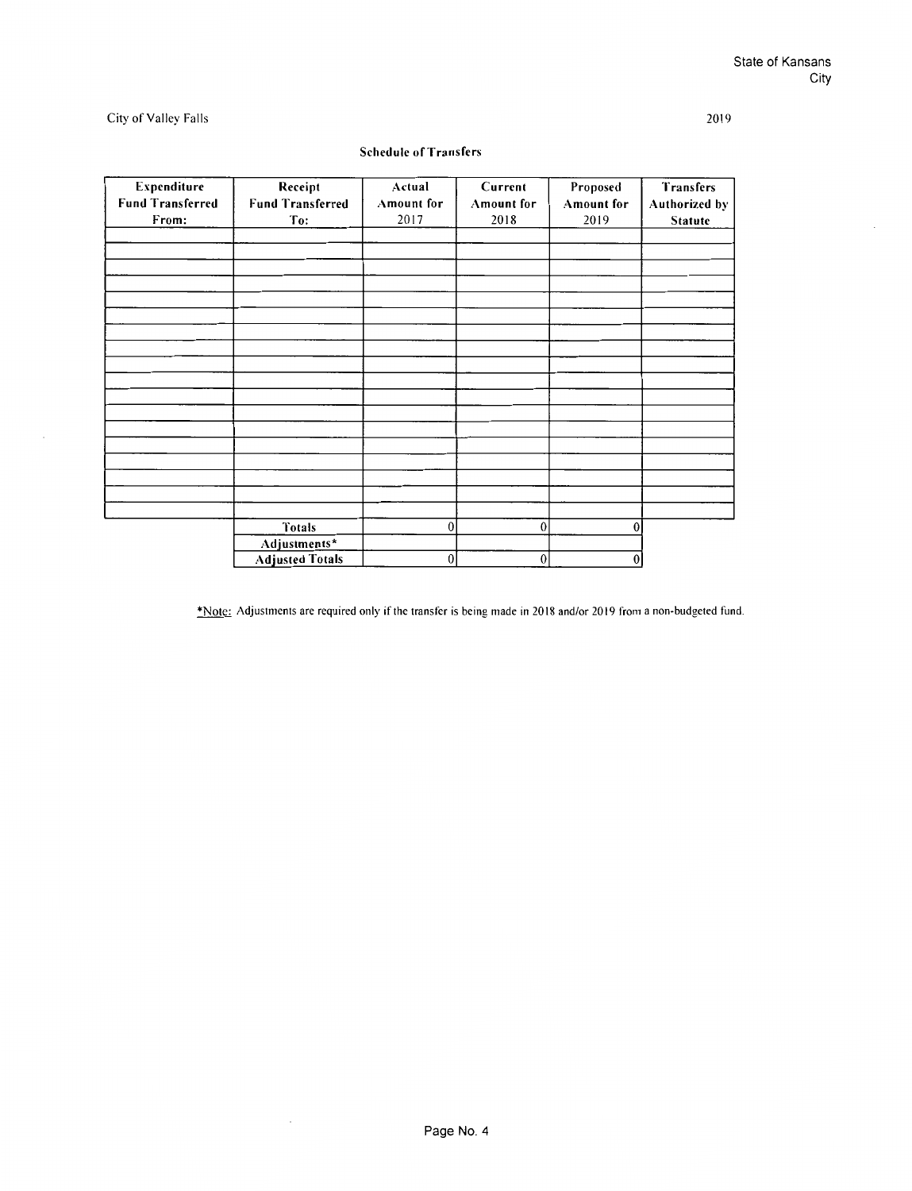State of Kansans
City

City of Valley Falls

2019

## Schedule of Transfers

| Expenditure Fund Transferred From: | Receipt Fund Transferred To: | Actual Amount for 2017 | Current Amount for 2018 | Proposed Amount for 2019 | Transfers Authorized by Statute |
|---|---|---|---|---|---|
| | | | | | |
| | | | | | |
| | | | | | |
| | | | | | |
| | | | | | |
| | | | | | |
| | | | | | |
| | | | | | |
| | | | | | |
| | | | | | |
| | | | | | |
| | | | | | |
| | | | | | |
| | | | | | |
| | | | | | |
| | | | | | |
| | | | | | |
| | | | | | |
| | Totals | 0 | 0 | 0 | |
| | Adjustments* | | | | |
| | Adjusted Totals | 0 | 0 | 0 | |

*Note: Adjustments are required only if the transfer is being made in 2018 and/or 2019 from a non-budgeted fund.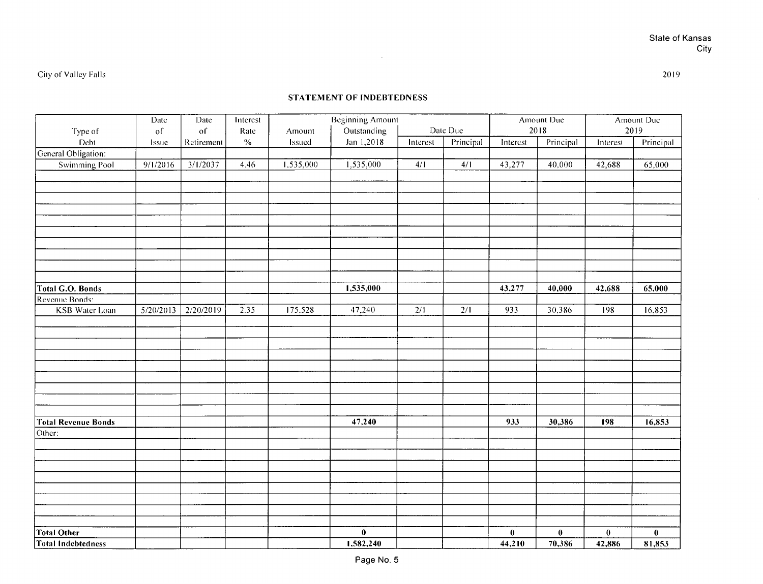State of Kansas
City

City of Valley Falls

2019

## STATEMENT OF INDEBTEDNESS

| Type of Debt | Date of Issue | Date of Retirement | Interest Rate % | Amount Issued | Beginning Amount Outstanding Jan 1,2018 | Date Due | | Amount Due 2018 | | Amount Due 2019 | |
|---|---|---|---|---|---|---|---|---|---|---|---|
| | | | | | | Interest | Principal | Interest | Principal | Interest | Principal |
| General Obligation: | | | | | | | | | | | |
| Swimming Pool | 9/1/2016 | 3/1/2037 | 4.46 | 1,535,000 | 1,535,000 | 4/1 | 4/1 | 43,277 | 40,000 | 42,688 | 65,000 |
| **Total G.O. Bonds** | | | | | **1,535,000** | | | **43,277** | **40,000** | **42,688** | **65,000** |
| Revenue Bonds: | | | | | | | | | | | |
| KSB Water Loan | 5/20/2013 | 2/20/2019 | 2.35 | 175,528 | 47,240 | 2/1 | 2/1 | 933 | 30,386 | 198 | 16,853 |
| **Total Revenue Bonds** | | | | | **47,240** | | | **933** | **30,386** | **198** | **16,853** |
| Other: | | | | | | | | | | | |
| **Total Other** | | | | | **0** | | | **0** | **0** | **0** | **0** |
| **Total Indebtedness** | | | | | **1,582,240** | | | **44,210** | **70,386** | **42,886** | **81,853** |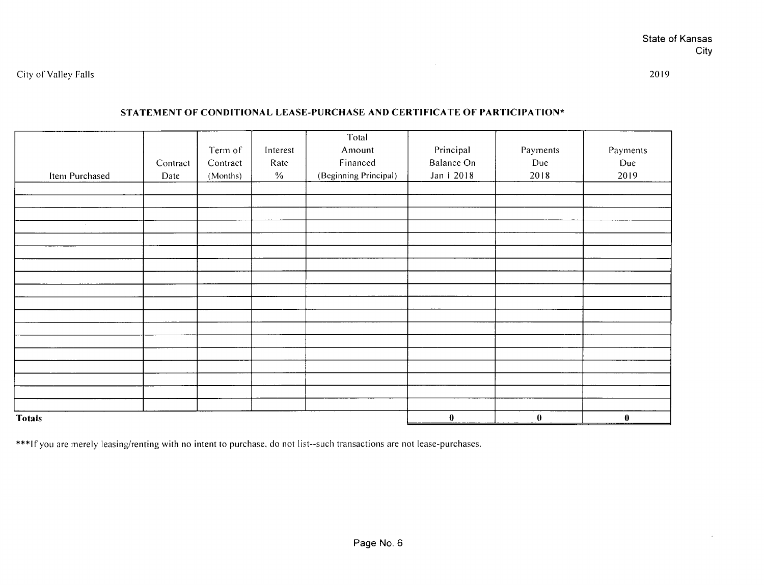State of Kansas
City

City of Valley Falls

2019

## STATEMENT OF CONDITIONAL LEASE-PURCHASE AND CERTIFICATE OF PARTICIPATION*

| Item Purchased | Contract Date | Term of Contract (Months) | Interest Rate % | Total Amount Financed (Beginning Principal) | Principal Balance On Jan 1 2018 | Payments Due 2018 | Payments Due 2019 |
|---|---|---|---|---|---|---|---|
| | | | | | | | |
| | | | | | | | |
| | | | | | | | |
| | | | | | | | |
| | | | | | | | |
| | | | | | | | |
| | | | | | | | |
| | | | | | | | |
| | | | | | | | |
| | | | | | | | |
| | | | | | | | |
| | | | | | | | |
| | | | | | | | |
| | | | | | | | |
| | | | | | | | |
| | | | | | | | |
| | | | | | | | |
| | | | | | | | |
| **Totals** | | | | | **0** | **0** | **0** |

***If you are merely leasing/renting with no intent to purchase, do not list--such transactions are not lease-purchases.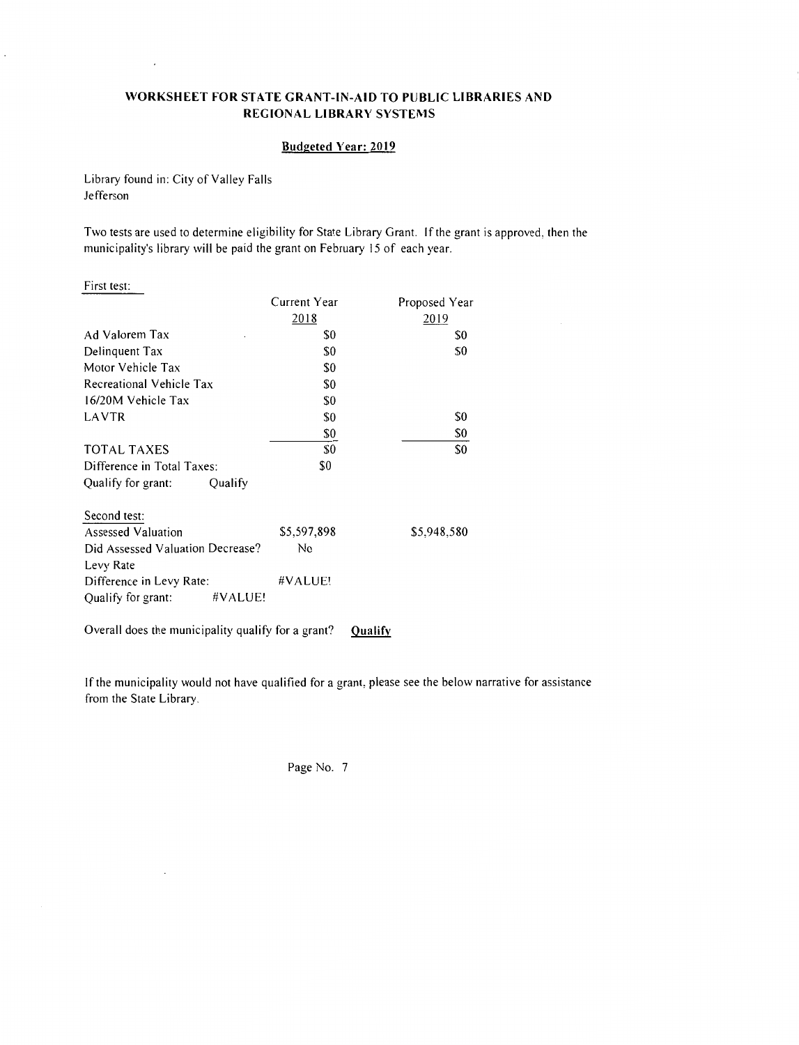## WORKSHEET FOR STATE GRANT-IN-AID TO PUBLIC LIBRARIES AND REGIONAL LIBRARY SYSTEMS

**Budgeted Year: 2019**

Library found in: City of Valley Falls
Jefferson

Two tests are used to determine eligibility for State Library Grant. If the grant is approved, then the municipality's library will be paid the grant on February 15 of each year.

First test:

| | Current Year 2018 | Proposed Year 2019 |
|---|---|---|
| Ad Valorem Tax | $0 | $0 |
| Delinquent Tax | $0 | $0 |
| Motor Vehicle Tax | $0 | |
| Recreational Vehicle Tax | $0 | |
| 16/20M Vehicle Tax | $0 | |
| LAVTR | $0 | $0 |
| | $0 | $0 |
| TOTAL TAXES | $0 | $0 |
| Difference in Total Taxes: | $0 | |
| Qualify for grant: Qualify | | |

Second test:

| | | |
|---|---|---|
| Assessed Valuation | $5,597,898 | $5,948,580 |
| Did Assessed Valuation Decrease? | No | |
| Levy Rate | | |
| Difference in Levy Rate: | #VALUE! | |
| Qualify for grant: #VALUE! | | |

Overall does the municipality qualify for a grant? **Qualify**

If the municipality would not have qualified for a grant, please see the below narrative for assistance from the State Library.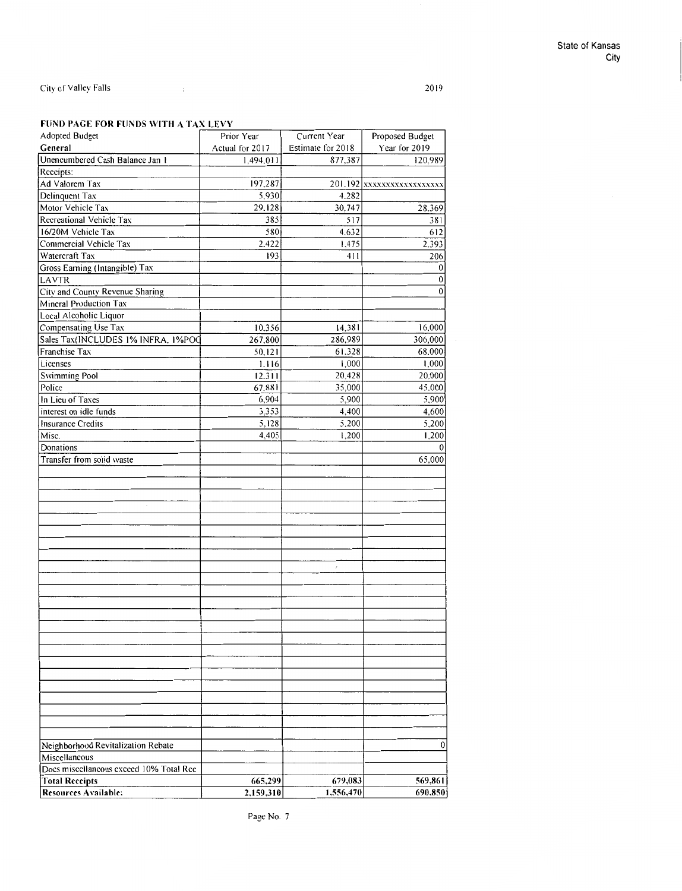State of Kansas
City

City of Valley Falls

2019

## FUND PAGE FOR FUNDS WITH A TAX LEVY

| Adopted Budget<br>**General** | Prior Year<br>Actual for 2017 | Current Year<br>Estimate for 2018 | Proposed Budget<br>Year for 2019 |
|---|---|---|---|
| Unencumbered Cash Balance Jan 1 | 1,494,011 | 877,387 | 120,989 |
| Receipts: | | | |
| Ad Valorem Tax | 197,287 | 201,192 | xxxxxxxxxxxxxxxxx |
| Delinquent Tax | 5,930 | 4,282 | |
| Motor Vehicle Tax | 29,128 | 30,747 | 28,369 |
| Recreational Vehicle Tax | 385 | 517 | 381 |
| 16/20M Vehicle Tax | 580 | 4,632 | 612 |
| Commercial Vehicle Tax | 2,422 | 1,475 | 2,393 |
| Watercraft Tax | 193 | 411 | 206 |
| Gross Earning (Intangible) Tax | | | 0 |
| LAVTR | | | 0 |
| City and County Revenue Sharing | | | 0 |
| Mineral Production Tax | | | |
| Local Alcoholic Liquor | | | |
| Compensating Use Tax | 10,356 | 14,381 | 16,000 |
| Sales Tax(INCLUDES 1% INFRA. 1%POC | 267,800 | 286,989 | 306,000 |
| Franchise Tax | 50,121 | 61,328 | 68,000 |
| Licenses | 1,116 | 1,000 | 1,000 |
| Swimming Pool | 12,311 | 20,428 | 20,000 |
| Police | 67,881 | 35,000 | 45,000 |
| In Lieu of Taxes | 6,904 | 5,900 | 5,900 |
| interest on idle funds | 3,353 | 4,400 | 4,600 |
| Insurance Credits | 5,128 | 5,200 | 5,200 |
| Misc. | 4,405 | 1,200 | 1,200 |
| Donations | | | 0 |
| Transfer from solid waste | | | 65,000 |
| Neighborhood Revitalization Rebate | | | 0 |
| Miscellaneous | | | |
| Does miscellaneous exceed 10% Total Rec | | | |
| **Total Receipts** | **665,299** | **679,083** | **569,861** |
| **Resources Available:** | **2,159,310** | **1,556,470** | **690,850** |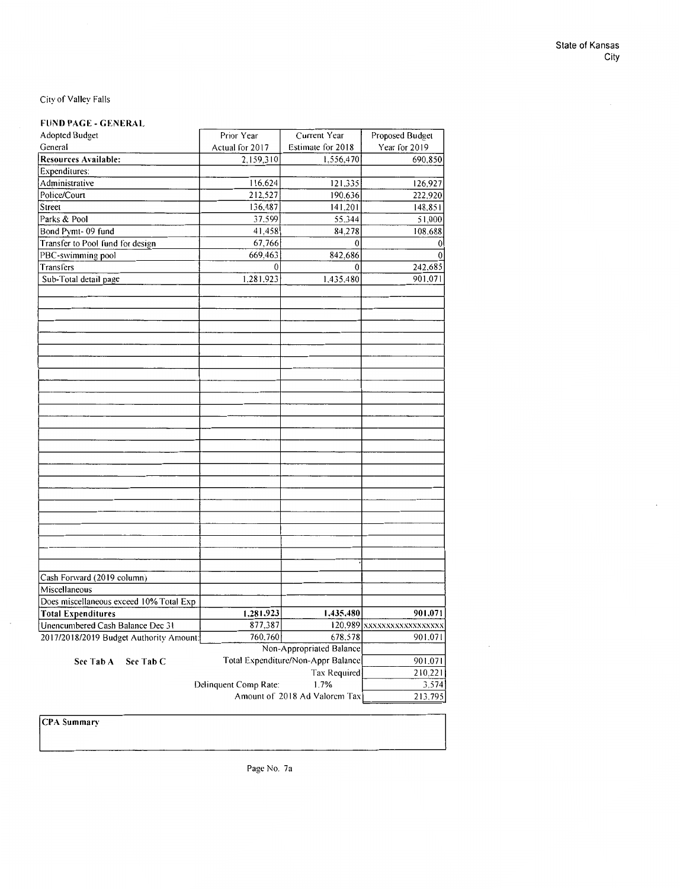State of Kansas
City

City of Valley Falls

**FUND PAGE - GENERAL**

| Adopted Budget<br>General | Prior Year<br>Actual for 2017 | Current Year<br>Estimate for 2018 | Proposed Budget<br>Year for 2019 |
|---|---|---|---|
| **Resources Available:** | 2,159,310 | 1,556,470 | 690,850 |
| Expenditures: | | | |
| Administrative | 116,624 | 121,335 | 126,927 |
| Police/Court | 212,527 | 190,636 | 222,920 |
| Street | 136,487 | 141,201 | 148,851 |
| Parks & Pool | 37,599 | 55,344 | 51,000 |
| Bond Pymt- 09 fund | 41,458 | 84,278 | 108,688 |
| Transfer to Pool fund for design | 67,766 | 0 | 0 |
| PBC-swimming pool | 669,463 | 842,686 | 0 |
| Transfers | 0 | 0 | 242,685 |
| Sub-Total detail page | 1,281,923 | 1,435,480 | 901,071 |
| Cash Forward (2019 column) | | | |
| Miscellaneous | | | |
| Does miscellaneous exceed 10% Total Exp | | | |
| **Total Expenditures** | **1,281,923** | **1,435,480** | **901,071** |
| Unencumbered Cash Balance Dec 31 | 877,387 | 120,989 | xxxxxxxxxxxxxxxxx |
| 2017/2018/2019 Budget Authority Amount: | 760,760 | 678,578 | 901,071 |
| | | Non-Appropriated Balance | |
| | | Total Expenditure/Non-Appr Balance | 901,071 |
| | | Tax Required | 210,221 |
| | Delinquent Comp Rate: | 1.7% | 3,574 |
| | | Amount of 2018 Ad Valorem Tax | 213,795 |

**See Tab A** **See Tab C**

**CPA Summary**

Page No. 7a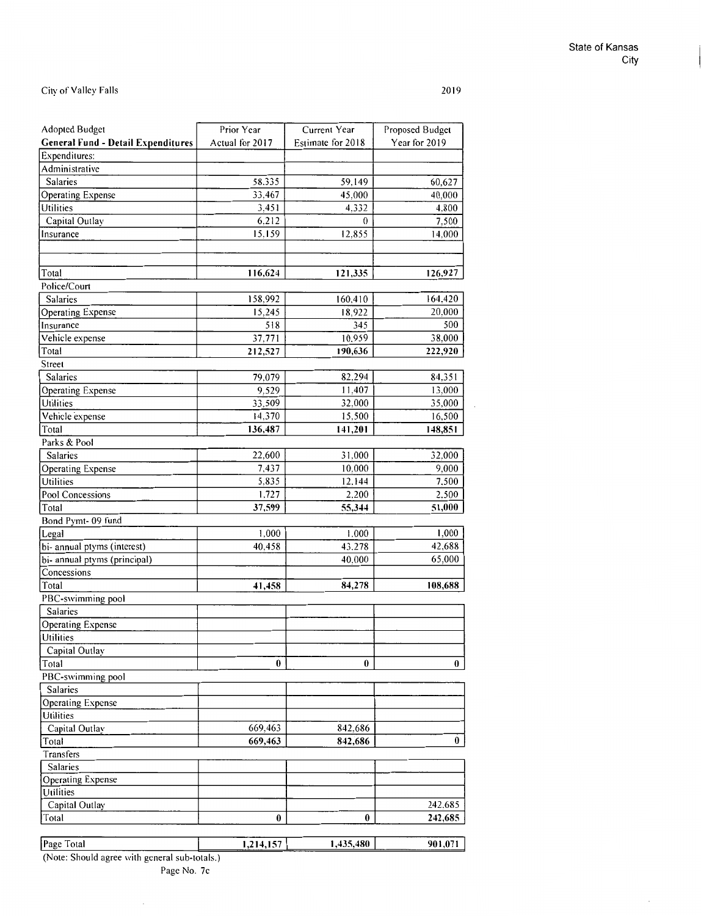State of Kansas
City

City of Valley Falls 2019

| Adopted Budget<br>**General Fund - Detail Expenditures** | Prior Year<br>Actual for 2017 | Current Year<br>Estimate for 2018 | Proposed Budget<br>Year for 2019 |
|---|---|---|---|
| Expenditures: | | | |
| Administrative | | | |
| Salaries | 58,335 | 59,149 | 60,627 |
| Operating Expense | 33,467 | 45,000 | 40,000 |
| Utilities | 3,451 | 4,332 | 4,800 |
| Capital Outlay | 6,212 | 0 | 7,500 |
| Insurance | 15,159 | 12,855 | 14,000 |
| | | | |
| | | | |
| Total | **116,624** | **121,335** | **126,927** |
| Police/Court | | | |
| Salaries | 158,992 | 160,410 | 164,420 |
| Operating Expense | 15,245 | 18,922 | 20,000 |
| Insurance | 518 | 345 | 500 |
| Vehicle expense | 37,771 | 10,959 | 38,000 |
| Total | **212,527** | **190,636** | **222,920** |
| Street | | | |
| Salaries | 79,079 | 82,294 | 84,351 |
| Operating Expense | 9,529 | 11,407 | 13,000 |
| Utilities | 33,509 | 32,000 | 35,000 |
| Vehicle expense | 14,370 | 15,500 | 16,500 |
| Total | **136,487** | **141,201** | **148,851** |
| Parks & Pool | | | |
| Salaries | 22,600 | 31,000 | 32,000 |
| Operating Expense | 7,437 | 10,000 | 9,000 |
| Utilities | 5,835 | 12,144 | 7,500 |
| Pool Concessions | 1,727 | 2,200 | 2,500 |
| Total | **37,599** | **55,344** | **51,000** |
| Bond Pymt- 09 fund | | | |
| Legal | 1,000 | 1,000 | 1,000 |
| bi- annual ptyms (interest) | 40,458 | 43,278 | 42,688 |
| bi- annual ptyms (principal) | | 40,000 | 65,000 |
| Concessions | | | |
| Total | **41,458** | **84,278** | **108,688** |
| PBC-swimming pool | | | |
| Salaries | | | |
| Operating Expense | | | |
| Utilities | | | |
| Capital Outlay | | | |
| Total | **0** | **0** | **0** |
| PBC-swimming pool | | | |
| Salaries | | | |
| Operating Expense | | | |
| Utilities | | | |
| Capital Outlay | 669,463 | 842,686 | |
| Total | **669,463** | **842,686** | **0** |
| Transfers | | | |
| Salaries | | | |
| Operating Expense | | | |
| Utilities | | | |
| Capital Outlay | | | 242,685 |
| Total | **0** | **0** | **242,685** |
| | | | |
| Page Total | **1,214,157** | **1,435,480** | **901,071** |

(Note: Should agree with general sub-totals.)

Page No. 7c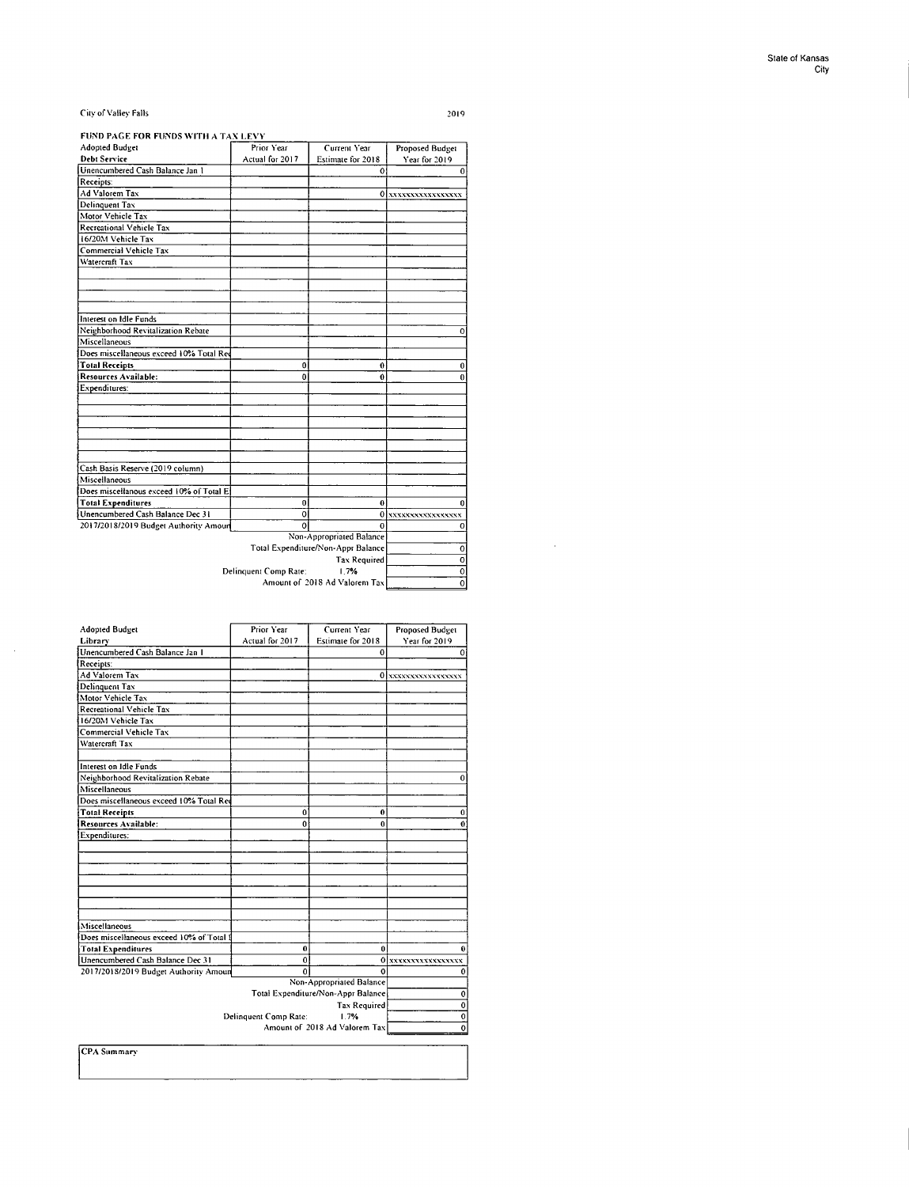State of Kansas
City

City of Valley Falls 2019

**FUND PAGE FOR FUNDS WITH A TAX LEVY**

| Adopted Budget | Prior Year | Current Year | Proposed Budget |
|---|---|---|---|
| **Debt Service** | Actual for 2017 | Estimate for 2018 | Year for 2019 |
| Unencumbered Cash Balance Jan 1 | | 0 | 0 |
| Receipts: | | | |
| Ad Valorem Tax | | 0 | xxxxxxxxxxxxxxxx |
| Delinquent Tax | | | |
| Motor Vehicle Tax | | | |
| Recreational Vehicle Tax | | | |
| 16/20M Vehicle Tax | | | |
| Commercial Vehicle Tax | | | |
| Watercraft Tax | | | |
| | | | |
| | | | |
| | | | |
| | | | |
| Interest on Idle Funds | | | |
| Neighborhood Revitalization Rebate | | | 0 |
| Miscellaneous | | | |
| Does miscellaneous exceed 10% Total Rec | | | |
| **Total Receipts** | 0 | 0 | 0 |
| **Resources Available:** | 0 | 0 | 0 |
| Expenditures: | | | |
| | | | |
| | | | |
| | | | |
| | | | |
| | | | |
| | | | |
| Cash Basis Reserve (2019 column) | | | |
| Miscellaneous | | | |
| Does miscellanous exceed 10% of Total E | | | |
| **Total Expenditures** | 0 | 0 | 0 |
| Unencumbered Cash Balance Dec 31 | 0 | 0 | xxxxxxxxxxxxxxxx |
| 2017/2018/2019 Budget Authority Amoun | 0 | 0 | 0 |
| | | Non-Appropriated Balance | |
| | | Total Expenditure/Non-Appr Balance | 0 |
| | | Tax Required | 0 |
| | Delinquent Comp Rate: | 1.7% | 0 |
| | | Amount of 2018 Ad Valorem Tax | 0 |

| Adopted Budget | Prior Year | Current Year | Proposed Budget |
|---|---|---|---|
| Library | Actual for 2017 | Estimate for 2018 | Year for 2019 |
| Unencumbered Cash Balance Jan 1 | | 0 | 0 |
| Receipts: | | | |
| Ad Valorem Tax | | 0 | xxxxxxxxxxxxxxxx |
| Delinquent Tax | | | |
| Motor Vehicle Tax | | | |
| Recreational Vehicle Tax | | | |
| 16/20M Vehicle Tax | | | |
| Commercial Vehicle Tax | | | |
| Watercraft Tax | | | |
| | | | |
| Interest on Idle Funds | | | |
| Neighborhood Revitalization Rebate | | | 0 |
| Miscellaneous | | | |
| Does miscellaneous exceed 10% Total Rec | | | |
| **Total Receipts** | 0 | 0 | 0 |
| **Resources Available:** | 0 | 0 | 0 |
| Expenditures: | | | |
| | | | |
| | | | |
| | | | |
| | | | |
| | | | |
| | | | |
| Miscellaneous | | | |
| Does miscellaneous exceed 10% of Total | | | |
| **Total Expenditures** | 0 | 0 | 0 |
| Unencumbered Cash Balance Dec 31 | 0 | 0 | xxxxxxxxxxxxxxxx |
| 2017/2018/2019 Budget Authority Amoun | 0 | 0 | 0 |
| | | Non-Appropriated Balance | |
| | | Total Expenditure/Non-Appr Balance | 0 |
| | | Tax Required | 0 |
| | Delinquent Comp Rate: | 1.7% | 0 |
| | | Amount of 2018 Ad Valorem Tax | 0 |

**CPA Summary**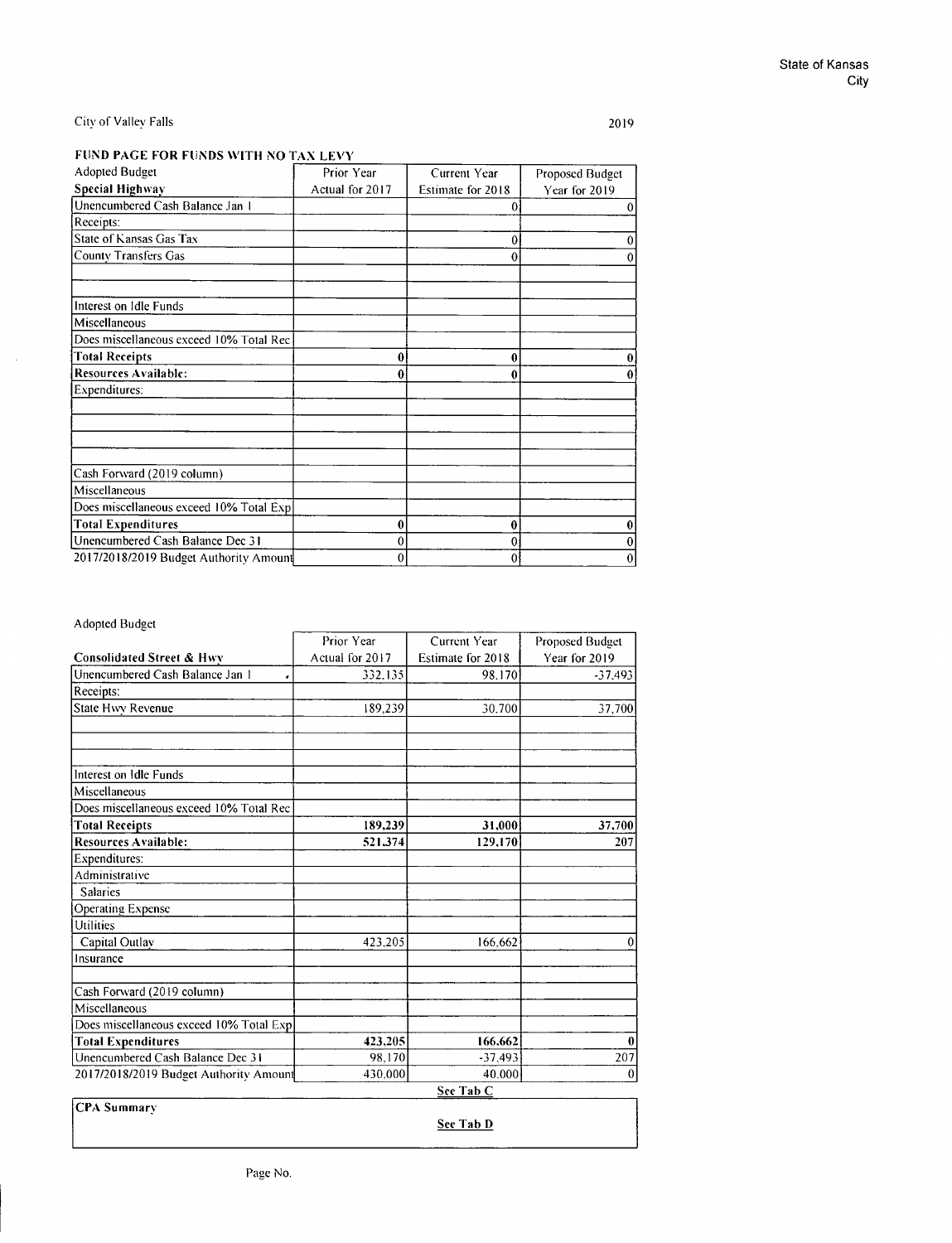State of Kansas
City

City of Valley Falls

2019

## FUND PAGE FOR FUNDS WITH NO TAX LEVY

| Adopted Budget | Prior Year | Current Year | Proposed Budget |
|---|---|---|---|
| **Special Highway** | Actual for 2017 | Estimate for 2018 | Year for 2019 |
| Unencumbered Cash Balance Jan 1 | | 0 | 0 |
| Receipts: | | | |
| State of Kansas Gas Tax | | 0 | 0 |
| County Transfers Gas | | 0 | 0 |
| | | | |
| | | | |
| Interest on Idle Funds | | | |
| Miscellaneous | | | |
| Does miscellaneous exceed 10% Total Rec | | | |
| **Total Receipts** | **0** | **0** | **0** |
| **Resources Available:** | **0** | **0** | **0** |
| Expenditures: | | | |
| | | | |
| | | | |
| | | | |
| | | | |
| Cash Forward (2019 column) | | | |
| Miscellaneous | | | |
| Does miscellaneous exceed 10% Total Exp | | | |
| **Total Expenditures** | **0** | **0** | **0** |
| Unencumbered Cash Balance Dec 31 | 0 | 0 | 0 |
| 2017/2018/2019 Budget Authority Amount | 0 | 0 | 0 |

Adopted Budget

| | Prior Year | Current Year | Proposed Budget |
|---|---|---|---|
| **Consolidated Street & Hwy** | Actual for 2017 | Estimate for 2018 | Year for 2019 |
| Unencumbered Cash Balance Jan 1 | 332,135 | 98,170 | -37,493 |
| Receipts: | | | |
| State Hwy Revenue | 189,239 | 30,700 | 37,700 |
| | | | |
| | | | |
| Interest on Idle Funds | | | |
| Miscellaneous | | | |
| Does miscellaneous exceed 10% Total Rec | | | |
| **Total Receipts** | **189,239** | **31,000** | **37,700** |
| **Resources Available:** | **521,374** | **129,170** | **207** |
| Expenditures: | | | |
| Administrative | | | |
| Salaries | | | |
| Operating Expense | | | |
| Utilities | | | |
| Capital Outlay | 423,205 | 166,662 | 0 |
| Insurance | | | |
| | | | |
| Cash Forward (2019 column) | | | |
| Miscellaneous | | | |
| Does miscellaneous exceed 10% Total Exp | | | |
| **Total Expenditures** | **423,205** | **166,662** | **0** |
| Unencumbered Cash Balance Dec 31 | 98,170 | -37,493 | 207 |
| 2017/2018/2019 Budget Authority Amount | 430,000 | 40,000 | 0 |
| | | **See Tab C** | |

**CPA Summary**

**See Tab D**

Page No.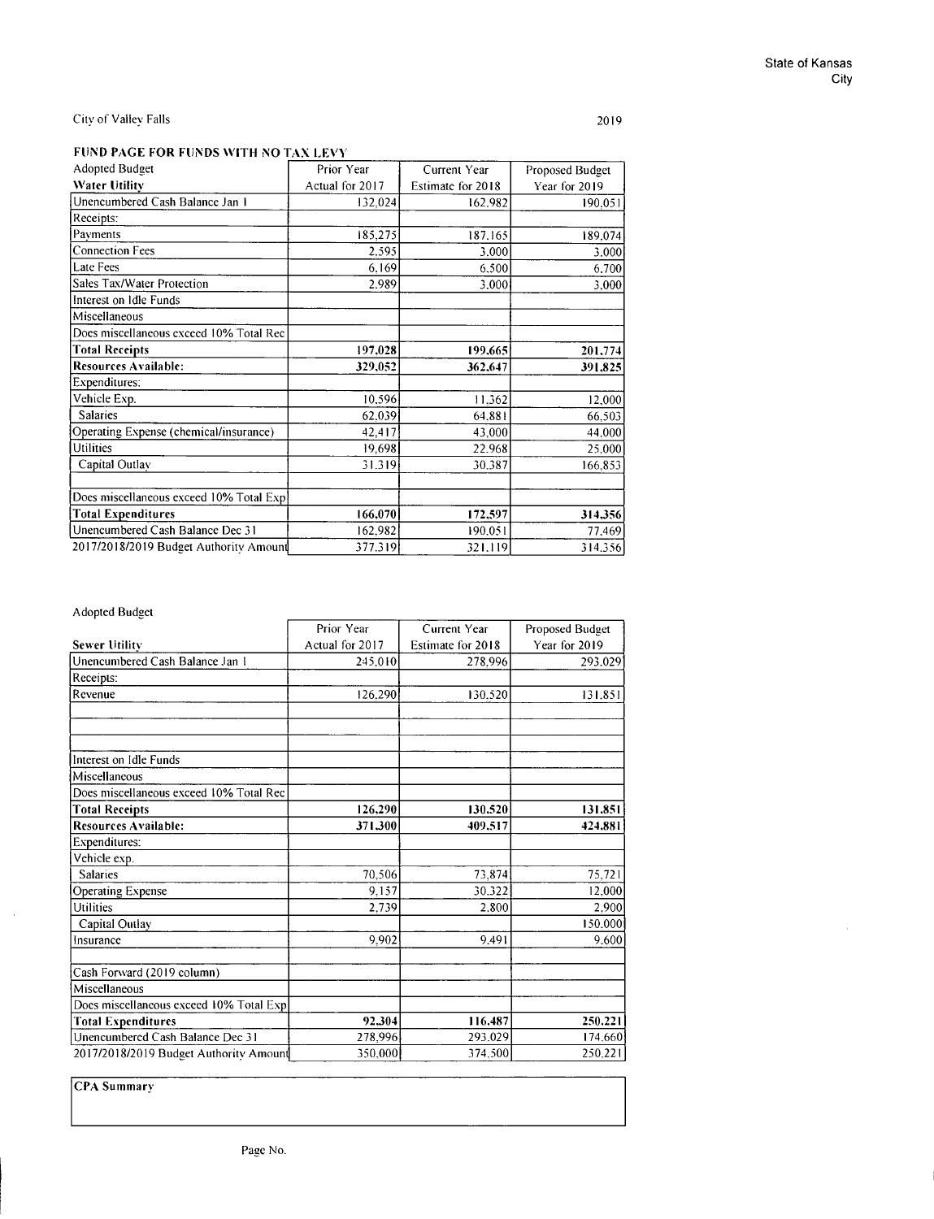State of Kansas
City

City of Valley Falls

2019

## FUND PAGE FOR FUNDS WITH NO TAX LEVY

| Adopted Budget<br>**Water Utility** | Prior Year<br>Actual for 2017 | Current Year<br>Estimate for 2018 | Proposed Budget<br>Year for 2019 |
|---|---|---|---|
| Unencumbered Cash Balance Jan 1 | 132,024 | 162,982 | 190,051 |
| Receipts: | | | |
| Payments | 185,275 | 187,165 | 189,074 |
| Connection Fees | 2,595 | 3,000 | 3,000 |
| Late Fees | 6,169 | 6,500 | 6,700 |
| Sales Tax/Water Protection | 2,989 | 3,000 | 3,000 |
| Interest on Idle Funds | | | |
| Miscellaneous | | | |
| Does miscellaneous exceed 10% Total Rec | | | |
| **Total Receipts** | **197,028** | **199,665** | **201,774** |
| **Resources Available:** | **329,052** | **362,647** | **391,825** |
| Expenditures: | | | |
| Vehicle Exp. | 10,596 | 11,362 | 12,000 |
| Salaries | 62,039 | 64,881 | 66,503 |
| Operating Expense (chemical/insurance) | 42,417 | 43,000 | 44,000 |
| Utilities | 19,698 | 22,968 | 25,000 |
| Capital Outlay | 31,319 | 30,387 | 166,853 |
| | | | |
| Does miscellaneous exceed 10% Total Exp | | | |
| **Total Expenditures** | **166,070** | **172,597** | **314,356** |
| Unencumbered Cash Balance Dec 31 | 162,982 | 190,051 | 77,469 |
| 2017/2018/2019 Budget Authority Amount | 377,319 | 321,119 | 314,356 |

Adopted Budget

| **Sewer Utility** | Prior Year<br>Actual for 2017 | Current Year<br>Estimate for 2018 | Proposed Budget<br>Year for 2019 |
|---|---|---|---|
| Unencumbered Cash Balance Jan 1 | 245,010 | 278,996 | 293,029 |
| Receipts: | | | |
| Revenue | 126,290 | 130,520 | 131,851 |
| | | | |
| | | | |
| | | | |
| Interest on Idle Funds | | | |
| Miscellaneous | | | |
| Does miscellaneous exceed 10% Total Rec | | | |
| **Total Receipts** | **126,290** | **130,520** | **131,851** |
| **Resources Available:** | **371,300** | **409,517** | **424,881** |
| Expenditures: | | | |
| Vehicle exp. | | | |
| Salaries | 70,506 | 73,874 | 75,721 |
| Operating Expense | 9,157 | 30,322 | 12,000 |
| Utilities | 2,739 | 2,800 | 2,900 |
| Capital Outlay | | | 150,000 |
| Insurance | 9,902 | 9,491 | 9,600 |
| | | | |
| Cash Forward (2019 column) | | | |
| Miscellaneous | | | |
| Does miscellaneous exceed 10% Total Exp | | | |
| **Total Expenditures** | **92,304** | **116,487** | **250,221** |
| Unencumbered Cash Balance Dec 31 | 278,996 | 293,029 | 174,660 |
| 2017/2018/2019 Budget Authority Amount | 350,000 | 374,500 | 250,221 |

| **CPA Summary** |
|---|
| |

Page No.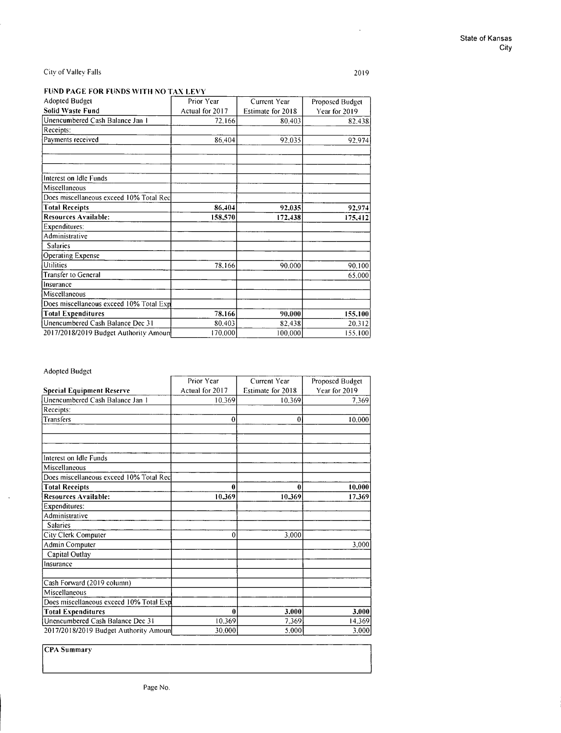State of Kansas
City

City of Valley Falls

2019

## FUND PAGE FOR FUNDS WITH NO TAX LEVY

| Adopted Budget | Prior Year | Current Year | Proposed Budget |
|---|---|---|---|
| **Solid Waste Fund** | Actual for 2017 | Estimate for 2018 | Year for 2019 |
| Unencumbered Cash Balance Jan 1 | 72,166 | 80,403 | 82,438 |
| Receipts: | | | |
| Payments received | 86,404 | 92,035 | 92,974 |
| | | | |
| | | | |
| | | | |
| Interest on Idle Funds | | | |
| Miscellaneous | | | |
| Does miscellaneous exceed 10% Total Rec | | | |
| **Total Receipts** | **86,404** | **92,035** | **92,974** |
| **Resources Available:** | **158,570** | **172,438** | **175,412** |
| Expenditures: | | | |
| Administrative | | | |
| Salaries | | | |
| Operating Expense | | | |
| Utilities | 78,166 | 90,000 | 90,100 |
| Transfer to General | | | 65,000 |
| Insurance | | | |
| Miscellaneous | | | |
| Does miscellaneous exceed 10% Total Exp | | | |
| **Total Expenditures** | **78,166** | **90,000** | **155,100** |
| Unencumbered Cash Balance Dec 31 | 80,403 | 82,438 | 20,312 |
| 2017/2018/2019 Budget Authority Amount | 170,000 | 100,000 | 155,100 |

Adopted Budget

| | Prior Year | Current Year | Proposed Budget |
|---|---|---|---|
| **Special Equipment Reserve** | Actual for 2017 | Estimate for 2018 | Year for 2019 |
| Unencumbered Cash Balance Jan 1 | 10,369 | 10,369 | 7,369 |
| Receipts: | | | |
| Transfers | 0 | 0 | 10,000 |
| | | | |
| | | | |
| | | | |
| Interest on Idle Funds | | | |
| Miscellaneous | | | |
| Does miscellaneous exceed 10% Total Rec | | | |
| **Total Receipts** | **0** | **0** | **10,000** |
| **Resources Available:** | **10,369** | **10,369** | **17,369** |
| Expenditures: | | | |
| Administrative | | | |
| Salaries | | | |
| City Clerk Computer | 0 | 3,000 | |
| Admin Computer | | | 3,000 |
| Capital Outlay | | | |
| Insurance | | | |
| | | | |
| Cash Forward (2019 column) | | | |
| Miscellaneous | | | |
| Does miscellaneous exceed 10% Total Exp | | | |
| **Total Expenditures** | **0** | **3,000** | **3,000** |
| Unencumbered Cash Balance Dec 31 | 10,369 | 7,369 | 14,369 |
| 2017/2018/2019 Budget Authority Amount | 30,000 | 5,000 | 3,000 |

| **CPA Summary** |
|---|
| |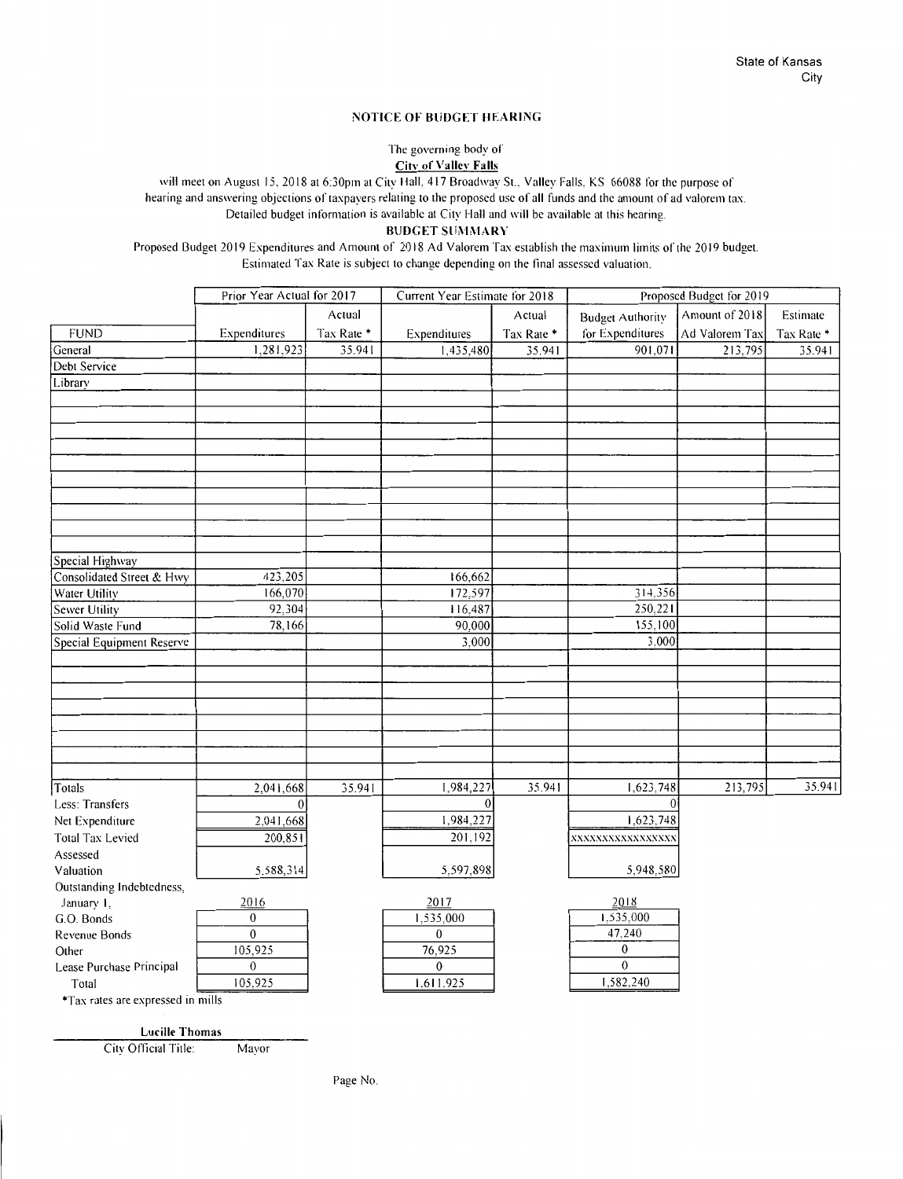State of Kansas
City

## NOTICE OF BUDGET HEARING

The governing body of
**City of Valley Falls**
will meet on August 15, 2018 at 6:30pm at City Hall, 417 Broadway St., Valley Falls, KS 66088 for the purpose of hearing and answering objections of taxpayers relating to the proposed use of all funds and the amount of ad valorem tax.
Detailed budget information is available at City Hall and will be available at this hearing.

**BUDGET SUMMARY**

Proposed Budget 2019 Expenditures and Amount of 2018 Ad Valorem Tax establish the maximum limits of the 2019 budget.
Estimated Tax Rate is subject to change depending on the final assessed valuation.

| | Prior Year Actual for 2017 | | Current Year Estimate for 2018 | | Proposed Budget for 2019 | | |
|---|---|---|---|---|---|---|---|
| FUND | Expenditures | Actual Tax Rate * | Expenditures | Actual Tax Rate * | Budget Authority for Expenditures | Amount of 2018 Ad Valorem Tax | Estimate Tax Rate * |
| General | 1,281,923 | 35.941 | 1,435,480 | 35.941 | 901,071 | 213,795 | 35.941 |
| Debt Service | | | | | | | |
| Library | | | | | | | |
| Special Highway | | | | | | | |
| Consolidated Street & Hwy | 423,205 | | 166,662 | | | | |
| Water Utility | 166,070 | | 172,597 | | 314,356 | | |
| Sewer Utility | 92,304 | | 116,487 | | 250,221 | | |
| Solid Waste Fund | 78,166 | | 90,000 | | 155,100 | | |
| Special Equipment Reserve | | | 3,000 | | 3,000 | | |
| Totals | 2,041,668 | 35.941 | 1,984,227 | 35.941 | 1,623,748 | 213,795 | 35.941 |
| Less: Transfers | 0 | | 0 | | 0 | | |
| Net Expenditure | 2,041,668 | | 1,984,227 | | 1,623,748 | | |
| Total Tax Levied | 200,851 | | 201,192 | | xxxxxxxxxxxxxxxx | | |
| Assessed Valuation | 5,588,314 | | 5,597,898 | | 5,948,580 | | |

| Outstanding Indebtedness, January 1, | 2016 | 2017 | 2018 |
|---|---|---|---|
| G.O. Bonds | 0 | 1,535,000 | 1,535,000 |
| Revenue Bonds | 0 | 0 | 47,240 |
| Other | 105,925 | 76,925 | 0 |
| Lease Purchase Principal | 0 | 0 | 0 |
| Total | 105,925 | 1,611,925 | 1,582,240 |

*Tax rates are expressed in mills

**Lucille Thomas**
City Official Title: Mayor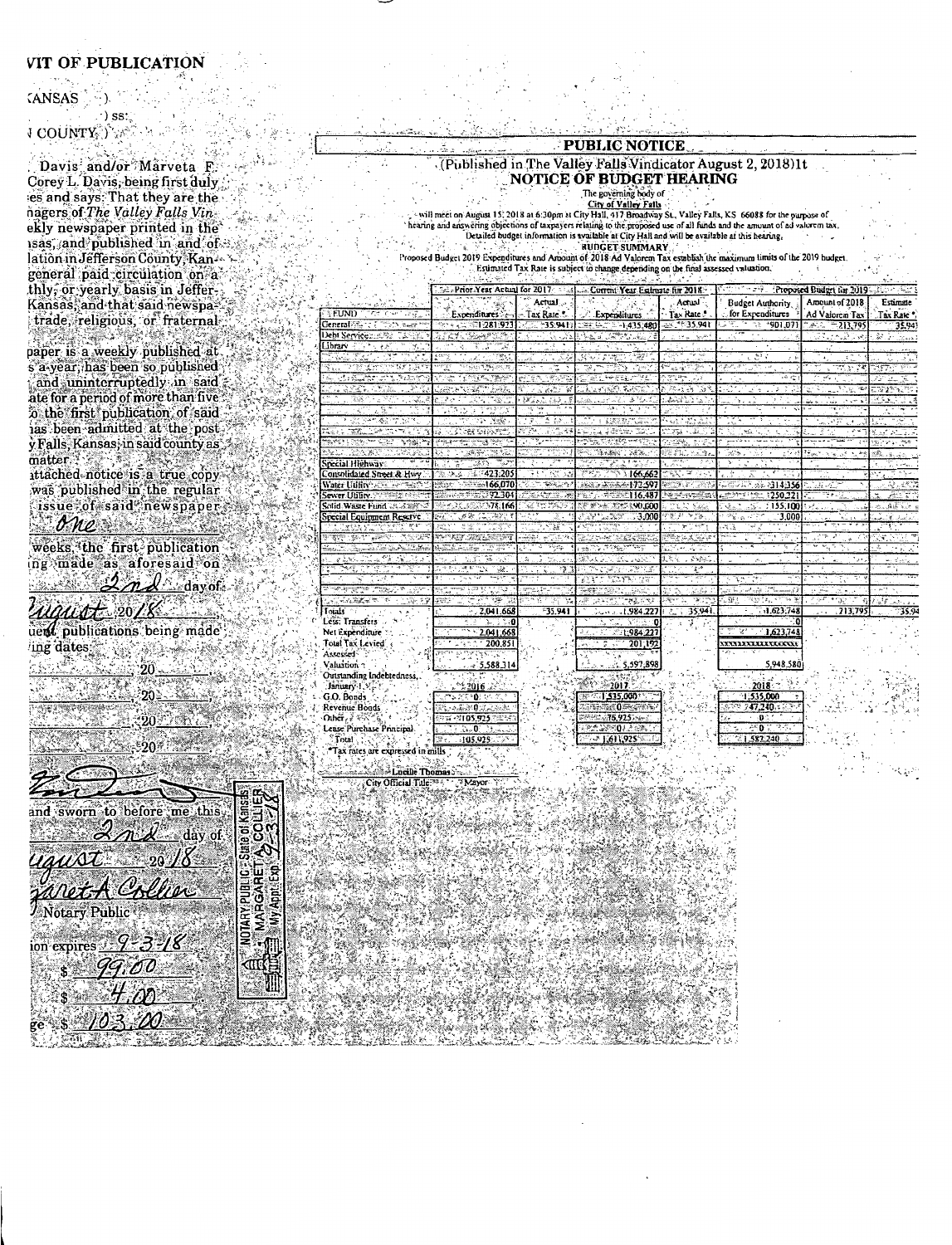## VIT OF PUBLICATION

CANSAS )
) ss:
N COUNTY )

Davis and/or Marveta F. Corey L. Davis, being first duly es and says: That they are the nagers of *The Valley Falls Vin*ekly newspaper printed in the isas, and published in and of lation in Jefferson County, Kangeneral paid circulation on a thly, or yearly basis in Jeffer-Kansas, and that said newspatrade, religious, or fraternal

paper is a weekly published at s a year, has been so published and uninterruptedly in said ate for a period of more than five o the first publication of said as been admitted at the post y Falls, Kansas, in said county as matter.

ttached notice is a true copy was published in the regular issue of said newspaper *One*

weeks, the first publication ing made as aforesaid on *2nd* day of *August* 20*18*,

uent publications being made ing dates:

20

20

20

20

and sworn to before me this *2nd* day of *August* 20*18*

*Margaret A Collier*
Notary Public

NOTARY PUBLIC - State of Kansas MARGARET A COLLIER My Appt. Exp. 9-3-18

ion expires *9-3-18*

$ *99.00*

$ *4.00*

ge $ *103.00*

## PUBLIC NOTICE

(Published in The Valley Falls Vindicator August 2, 2018)1t

### NOTICE OF BUDGET HEARING

The governing body of
City of Valley Falls

will meet on August 15, 2018 at 6:30pm at City Hall, 417 Broadway St., Valley Falls, KS 66088 for the purpose of hearing and answering objections of taxpayers relating to the proposed use of all funds and the amount of ad valorem tax.
Detailed budget information is available at City Hall and will be available at this hearing.

BUDGET SUMMARY

Proposed Budget 2019 Expenditures and Amount of 2018 Ad Valorem Tax establish the maximum limits of the 2019 budget.
Estimated Tax Rate is subject to change depending on the final assessed valuation.

| | Prior Year Actual for 2017 | | Current Year Estimate for 2018 | | Proposed Budget for 2019 | | |
|---|---|---|---|---|---|---|---|
| FUND | Expenditures | Actual Tax Rate * | Expenditures | Actual Tax Rate * | Budget Authority for Expenditures | Amount of 2018 Ad Valorem Tax | Estimate Tax Rate * |
| General | 1,281,923 | 35.941 | 1,435,480 | 35.941 | 901,071 | 213,795 | 35.94 |
| Debt Service | | | | | | | |
| Library | | | | | | | |
| Special Highway | | | | | | | |
| Consolidated Street & Hwy | 423,205 | | 166,662 | | | | |
| Water Utility | 166,070 | | 172,597 | | 314,356 | | |
| Sewer Utility | 92,304 | | 116,487 | | 250,221 | | |
| Solid Waste Fund | 78,166 | | 90,000 | | 155,100 | | |
| Special Equipment Reserve | | | 3,000 | | 3,000 | | |
| Totals | 2,041,668 | 35.941 | 1,984,227 | 35.941 | 1,623,748 | 213,795 | 35.94 |
| Less: Transfers | 0 | | 0 | | 0 | | |
| Net Expenditure | 2,041,668 | | 1,984,227 | | 1,623,748 | | |
| Total Tax Levied | 200,851 | | 201,192 | | xxxxxxxxxxxxxxxx | | |
| Assessed Valuation | 5,588,314 | | 5,597,898 | | 5,948,580 | | |
| Outstanding Indebtedness, January 1, | 2016 | | 2017 | | 2018 | | |
| G.O. Bonds | 0 | | 1,535,000 | | 1,535,000 | | |
| Revenue Bonds | 0 | | 0 | | 47,240 | | |
| Other | 105,925 | | 76,925 | | 0 | | |
| Lease Purchase Principal | 0 | | 0 | | 0 | | |
| Total | 105,925 | | 1,611,925 | | 1,582,240 | | |

*Tax rates are expressed in mills

Lucille Thomas
City Official Title: Mayor